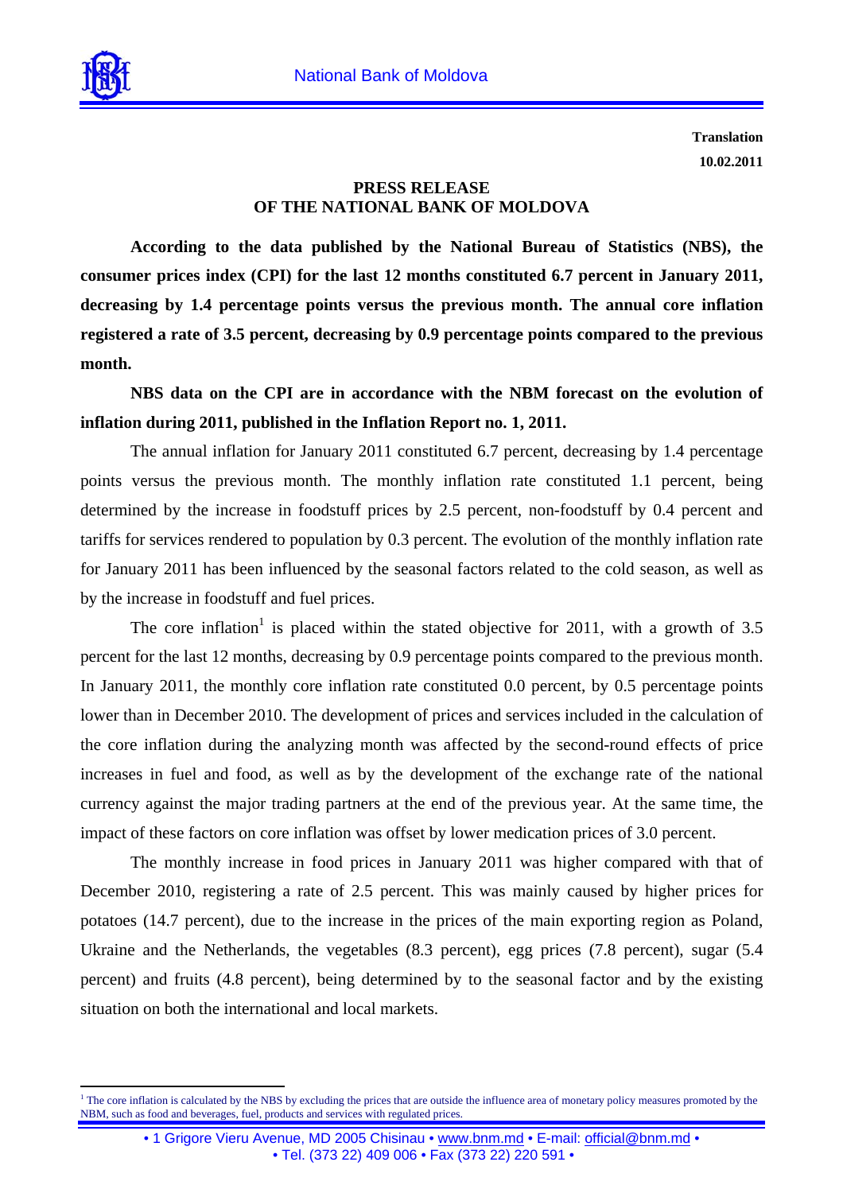**Translation**
**10.02.2011**

# PRESS RELEASE
# OF THE NATIONAL BANK OF MOLDOVA

**According to the data published by the National Bureau of Statistics (NBS), the consumer prices index (CPI) for the last 12 months constituted 6.7 percent in January 2011, decreasing by 1.4 percentage points versus the previous month. The annual core inflation registered a rate of 3.5 percent, decreasing by 0.9 percentage points compared to the previous month.**

**NBS data on the CPI are in accordance with the NBM forecast on the evolution of inflation during 2011, published in the Inflation Report no. 1, 2011.**

The annual inflation for January 2011 constituted 6.7 percent, decreasing by 1.4 percentage points versus the previous month. The monthly inflation rate constituted 1.1 percent, being determined by the increase in foodstuff prices by 2.5 percent, non-foodstuff by 0.4 percent and tariffs for services rendered to population by 0.3 percent. The evolution of the monthly inflation rate for January 2011 has been influenced by the seasonal factors related to the cold season, as well as by the increase in foodstuff and fuel prices.

The core inflation[1] is placed within the stated objective for 2011, with a growth of 3.5 percent for the last 12 months, decreasing by 0.9 percentage points compared to the previous month. In January 2011, the monthly core inflation rate constituted 0.0 percent, by 0.5 percentage points lower than in December 2010. The development of prices and services included in the calculation of the core inflation during the analyzing month was affected by the second-round effects of price increases in fuel and food, as well as by the development of the exchange rate of the national currency against the major trading partners at the end of the previous year. At the same time, the impact of these factors on core inflation was offset by lower medication prices of 3.0 percent.

The monthly increase in food prices in January 2011 was higher compared with that of December 2010, registering a rate of 2.5 percent. This was mainly caused by higher prices for potatoes (14.7 percent), due to the increase in the prices of the main exporting region as Poland, Ukraine and the Netherlands, the vegetables (8.3 percent), egg prices (7.8 percent), sugar (5.4 percent) and fruits (4.8 percent), being determined by to the seasonal factor and by the existing situation on both the international and local markets.

---

[1] The core inflation is calculated by the NBS by excluding the prices that are outside the influence area of monetary policy measures promoted by the NBM, such as food and beverages, fuel, products and services with regulated prices.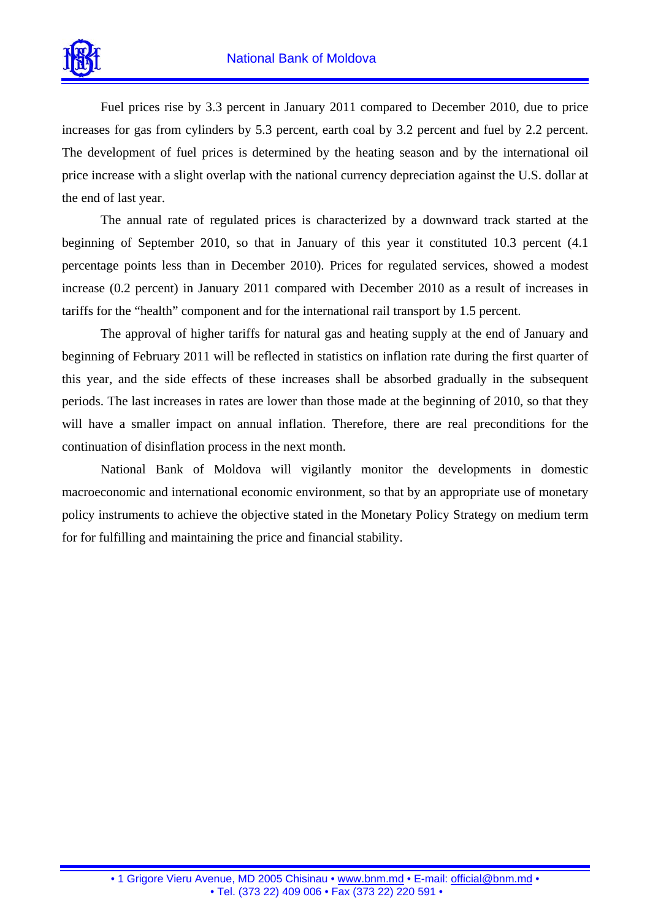Fuel prices rise by 3.3 percent in January 2011 compared to December 2010, due to price increases for gas from cylinders by 5.3 percent, earth coal by 3.2 percent and fuel by 2.2 percent. The development of fuel prices is determined by the heating season and by the international oil price increase with a slight overlap with the national currency depreciation against the U.S. dollar at the end of last year.

The annual rate of regulated prices is characterized by a downward track started at the beginning of September 2010, so that in January of this year it constituted 10.3 percent (4.1 percentage points less than in December 2010). Prices for regulated services, showed a modest increase (0.2 percent) in January 2011 compared with December 2010 as a result of increases in tariffs for the "health" component and for the international rail transport by 1.5 percent.

The approval of higher tariffs for natural gas and heating supply at the end of January and beginning of February 2011 will be reflected in statistics on inflation rate during the first quarter of this year, and the side effects of these increases shall be absorbed gradually in the subsequent periods. The last increases in rates are lower than those made at the beginning of 2010, so that they will have a smaller impact on annual inflation. Therefore, there are real preconditions for the continuation of disinflation process in the next month.

National Bank of Moldova will vigilantly monitor the developments in domestic macroeconomic and international economic environment, so that by an appropriate use of monetary policy instruments to achieve the objective stated in the Monetary Policy Strategy on medium term for for fulfilling and maintaining the price and financial stability.